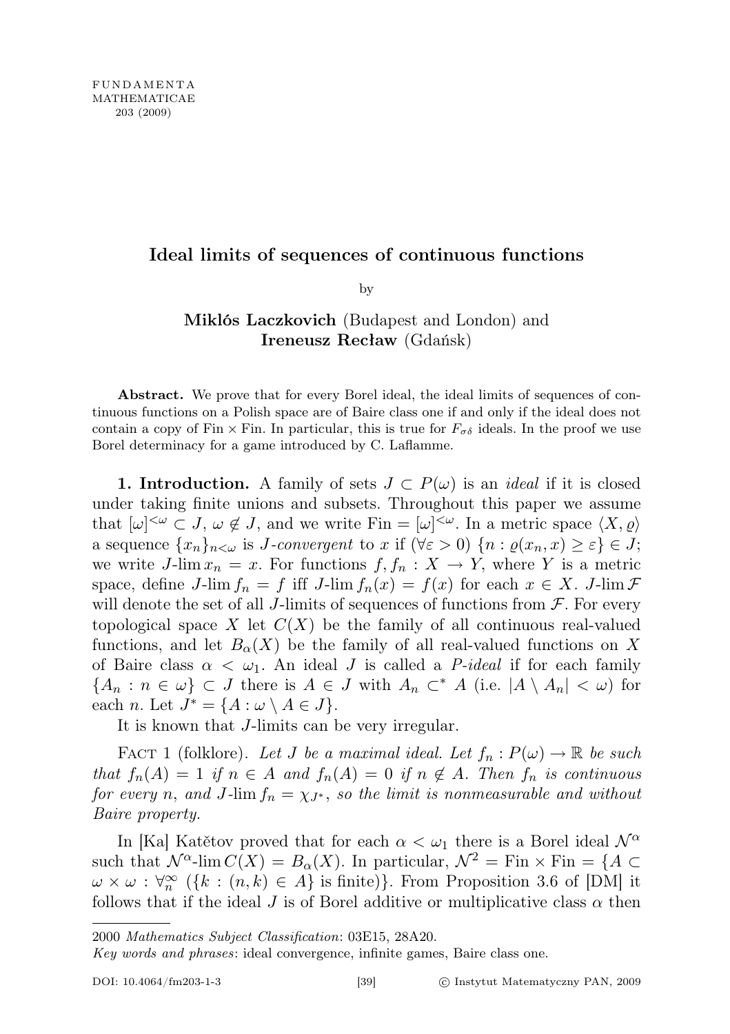# Ideal limits of sequences of continuous functions

by

**Miklós Laczkovich** (Budapest and London) and
**Ireneusz Recław** (Gdańsk)

**Abstract.** We prove that for every Borel ideal, the ideal limits of sequences of continuous functions on a Polish space are of Baire class one if and only if the ideal does not contain a copy of $\mathrm{Fin} \times \mathrm{Fin}$. In particular, this is true for $F_{\sigma\delta}$ ideals. In the proof we use Borel determinacy for a game introduced by C. Laflamme.

**1. Introduction.** A family of sets $J \subset P(\omega)$ is an *ideal* if it is closed under taking finite unions and subsets. Throughout this paper we assume that $[\omega]^{<\omega} \subset J$, $\omega \notin J$, and we write $\mathrm{Fin} = [\omega]^{<\omega}$. In a metric space $\langle X, \varrho \rangle$ a sequence $\{x_n\}_{n<\omega}$ is $J$-*convergent* to $x$ if $(\forall \varepsilon > 0)\ \{n : \varrho(x_n, x) \geq \varepsilon\} \in J$; we write $J\text{-}\lim x_n = x$. For functions $f, f_n : X \to Y$, where $Y$ is a metric space, define $J\text{-}\lim f_n = f$ iff $J\text{-}\lim f_n(x) = f(x)$ for each $x \in X$. $J\text{-}\lim \mathcal{F}$ will denote the set of all $J$-limits of sequences of functions from $\mathcal{F}$. For every topological space $X$ let $C(X)$ be the family of all continuous real-valued functions, and let $B_\alpha(X)$ be the family of all real-valued functions on $X$ of Baire class $\alpha < \omega_1$. An ideal $J$ is called a $P$-*ideal* if for each family $\{A_n : n \in \omega\} \subset J$ there is $A \in J$ with $A_n \subset^* A$ (i.e. $|A \setminus A_n| < \omega$) for each $n$. Let $J^* = \{A : \omega \setminus A \in J\}$.

It is known that $J$-limits can be very irregular.

Fact 1 (folklore). *Let $J$ be a maximal ideal. Let $f_n : P(\omega) \to \mathbb{R}$ be such that $f_n(A) = 1$ if $n \in A$ and $f_n(A) = 0$ if $n \notin A$. Then $f_n$ is continuous for every $n$, and $J\text{-}\lim f_n = \chi_{J^*}$, so the limit is nonmeasurable and without Baire property.*

In [Ka] Katětov proved that for each $\alpha < \omega_1$ there is a Borel ideal $\mathcal{N}^\alpha$ such that $\mathcal{N}^\alpha\text{-}\lim C(X) = B_\alpha(X)$. In particular, $\mathcal{N}^2 = \mathrm{Fin} \times \mathrm{Fin} = \{A \subset \omega \times \omega : \forall_n^\infty\ (\{k : (n,k) \in A\}$ is finite$)\}$. From Proposition 3.6 of [DM] it follows that if the ideal $J$ is of Borel additive or multiplicative class $\alpha$ then

---

2000 *Mathematics Subject Classification*: 03E15, 28A20.

*Key words and phrases*: ideal convergence, infinite games, Baire class one.

DOI: 10.4064/fm203-1-3 © Instytut Matematyczny PAN, 2009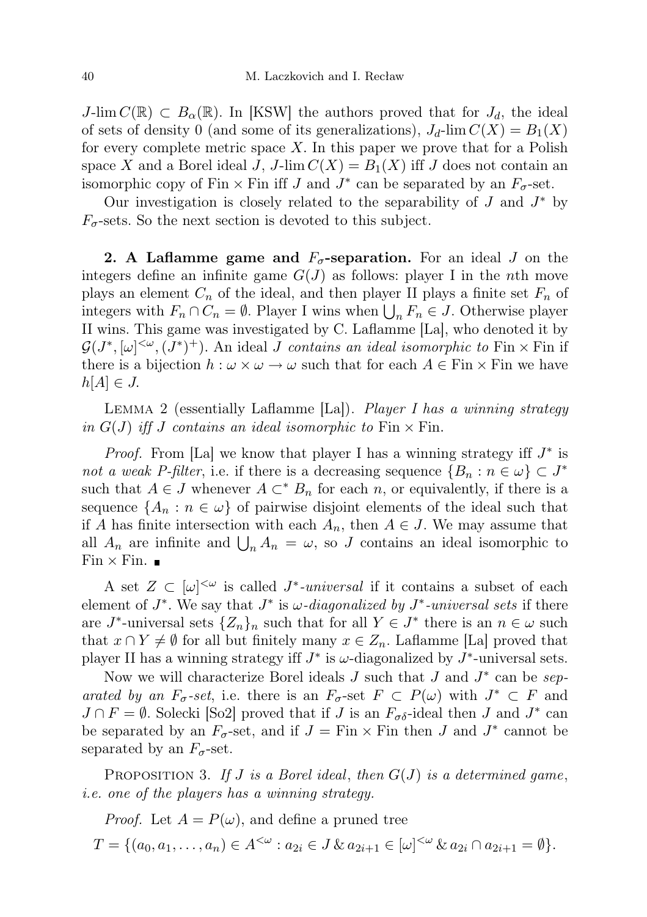$J$-$\lim C(\mathbb{R}) \subset B_\alpha(\mathbb{R})$. In [KSW] the authors proved that for $J_d$, the ideal of sets of density 0 (and some of its generalizations), $J_d$-$\lim C(X) = B_1(X)$ for every complete metric space $X$. In this paper we prove that for a Polish space $X$ and a Borel ideal $J$, $J$-$\lim C(X) = B_1(X)$ iff $J$ does not contain an isomorphic copy of $\mathrm{Fin} \times \mathrm{Fin}$ iff $J$ and $J^*$ can be separated by an $F_\sigma$-set.

Our investigation is closely related to the separability of $J$ and $J^*$ by $F_\sigma$-sets. So the next section is devoted to this subject.

## 2. A Laflamme game and $F_\sigma$-separation.

For an ideal $J$ on the integers define an infinite game $G(J)$ as follows: player I in the $n$th move plays an element $C_n$ of the ideal, and then player II plays a finite set $F_n$ of integers with $F_n \cap C_n = \emptyset$. Player I wins when $\bigcup_n F_n \in J$. Otherwise player II wins. This game was investigated by C. Laflamme [La], who denoted it by $\mathcal{G}(J^*, [\omega]^{<\omega}, (J^*)^+)$. An ideal $J$ *contains an ideal isomorphic to* $\mathrm{Fin} \times \mathrm{Fin}$ if there is a bijection $h : \omega \times \omega \to \omega$ such that for each $A \in \mathrm{Fin} \times \mathrm{Fin}$ we have $h[A] \in J$.

Lemma 2 (essentially Laflamme [La]). *Player I has a winning strategy in $G(J)$ iff $J$ contains an ideal isomorphic to* $\mathrm{Fin} \times \mathrm{Fin}$.

*Proof.* From [La] we know that player I has a winning strategy iff $J^*$ is *not a weak P-filter*, i.e. if there is a decreasing sequence $\{B_n : n \in \omega\} \subset J^*$ such that $A \in J$ whenever $A \subset^* B_n$ for each $n$, or equivalently, if there is a sequence $\{A_n : n \in \omega\}$ of pairwise disjoint elements of the ideal such that if $A$ has finite intersection with each $A_n$, then $A \in J$. We may assume that all $A_n$ are infinite and $\bigcup_n A_n = \omega$, so $J$ contains an ideal isomorphic to $\mathrm{Fin} \times \mathrm{Fin}$. ∎

A set $Z \subset [\omega]^{<\omega}$ is called $J^*$-*universal* if it contains a subset of each element of $J^*$. We say that $J^*$ is $\omega$-*diagonalized by $J^*$-universal sets* if there are $J^*$-universal sets $\{Z_n\}_n$ such that for all $Y \in J^*$ there is an $n \in \omega$ such that $x \cap Y \neq \emptyset$ for all but finitely many $x \in Z_n$. Laflamme [La] proved that player II has a winning strategy iff $J^*$ is $\omega$-diagonalized by $J^*$-universal sets.

Now we will characterize Borel ideals $J$ such that $J$ and $J^*$ can be *separated by an $F_\sigma$-set*, i.e. there is an $F_\sigma$-set $F \subset P(\omega)$ with $J^* \subset F$ and $J \cap F = \emptyset$. Solecki [So2] proved that if $J$ is an $F_{\sigma\delta}$-ideal then $J$ and $J^*$ can be separated by an $F_\sigma$-set, and if $J = \mathrm{Fin} \times \mathrm{Fin}$ then $J$ and $J^*$ cannot be separated by an $F_\sigma$-set.

Proposition 3. *If $J$ is a Borel ideal, then $G(J)$ is a determined game, i.e. one of the players has a winning strategy.*

*Proof.* Let $A = P(\omega)$, and define a pruned tree

$$T = \{(a_0, a_1, \ldots, a_n) \in A^{<\omega} : a_{2i} \in J \;\&\; a_{2i+1} \in [\omega]^{<\omega} \;\&\; a_{2i} \cap a_{2i+1} = \emptyset\}.$$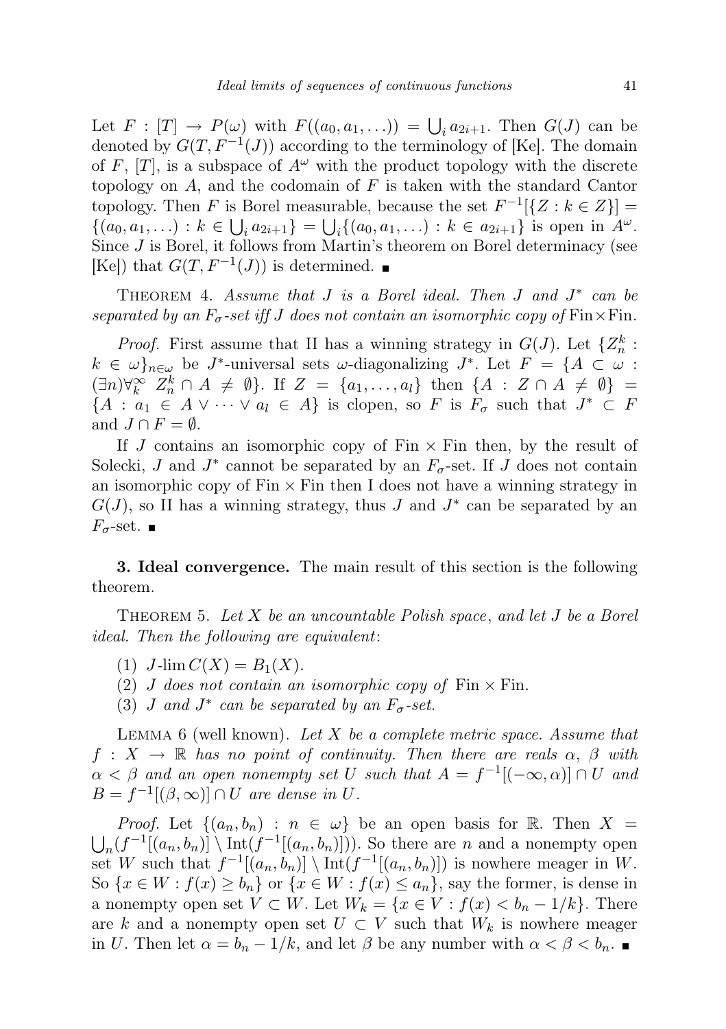Let $F : [T] \to P(\omega)$ with $F((a_0, a_1, \ldots)) = \bigcup_i a_{2i+1}$. Then $G(J)$ can be denoted by $G(T, F^{-1}(J))$ according to the terminology of [Ke]. The domain of $F$, $[T]$, is a subspace of $A^\omega$ with the product topology with the discrete topology on $A$, and the codomain of $F$ is taken with the standard Cantor topology. Then $F$ is Borel measurable, because the set $F^{-1}[\{Z : k \in Z\}] = \{(a_0, a_1, \ldots) : k \in \bigcup_i a_{2i+1}\} = \bigcup_i \{(a_0, a_1, \ldots) : k \in a_{2i+1}\}$ is open in $A^\omega$. Since $J$ is Borel, it follows from Martin's theorem on Borel determinacy (see [Ke]) that $G(T, F^{-1}(J))$ is determined. ∎

Theorem 4. *Assume that $J$ is a Borel ideal. Then $J$ and $J^*$ can be separated by an $F_\sigma$-set iff $J$ does not contain an isomorphic copy of* $\mathrm{Fin}\times\mathrm{Fin}$.

*Proof.* First assume that II has a winning strategy in $G(J)$. Let $\{Z_n^k : k \in \omega\}_{n\in\omega}$ be $J^*$-universal sets $\omega$-diagonalizing $J^*$. Let $F = \{A \subset \omega : (\exists n)\forall_k^\infty \ Z_n^k \cap A \neq \emptyset\}$. If $Z = \{a_1, \ldots, a_l\}$ then $\{A : Z \cap A \neq \emptyset\} = \{A : a_1 \in A \vee \cdots \vee a_l \in A\}$ is clopen, so $F$ is $F_\sigma$ such that $J^* \subset F$ and $J \cap F = \emptyset$.

If $J$ contains an isomorphic copy of $\mathrm{Fin} \times \mathrm{Fin}$ then, by the result of Solecki, $J$ and $J^*$ cannot be separated by an $F_\sigma$-set. If $J$ does not contain an isomorphic copy of $\mathrm{Fin} \times \mathrm{Fin}$ then I does not have a winning strategy in $G(J)$, so II has a winning strategy, thus $J$ and $J^*$ can be separated by an $F_\sigma$-set. ∎

**3. Ideal convergence.** The main result of this section is the following theorem.

Theorem 5. *Let $X$ be an uncountable Polish space, and let $J$ be a Borel ideal. Then the following are equivalent*:

1. $J\text{-}\lim C(X) = B_1(X)$.
2. *$J$ does not contain an isomorphic copy of* $\mathrm{Fin} \times \mathrm{Fin}$.
3. *$J$ and $J^*$ can be separated by an $F_\sigma$-set.*

Lemma 6 (well known). *Let $X$ be a complete metric space. Assume that $f : X \to \mathbb{R}$ has no point of continuity. Then there are reals $\alpha$, $\beta$ with $\alpha < \beta$ and an open nonempty set $U$ such that $A = f^{-1}[(-\infty, \alpha)] \cap U$ and $B = f^{-1}[(\beta, \infty)] \cap U$ are dense in $U$.*

*Proof.* Let $\{(a_n, b_n) : n \in \omega\}$ be an open basis for $\mathbb{R}$. Then $X = \bigcup_n (f^{-1}[(a_n, b_n)] \setminus \mathrm{Int}(f^{-1}[(a_n, b_n)]))$. So there are $n$ and a nonempty open set $W$ such that $f^{-1}[(a_n, b_n)] \setminus \mathrm{Int}(f^{-1}[(a_n, b_n)])$ is nowhere meager in $W$. So $\{x \in W : f(x) \geq b_n\}$ or $\{x \in W : f(x) \leq a_n\}$, say the former, is dense in a nonempty open set $V \subset W$. Let $W_k = \{x \in V : f(x) < b_n - 1/k\}$. There are $k$ and a nonempty open set $U \subset V$ such that $W_k$ is nowhere meager in $U$. Then let $\alpha = b_n - 1/k$, and let $\beta$ be any number with $\alpha < \beta < b_n$. ∎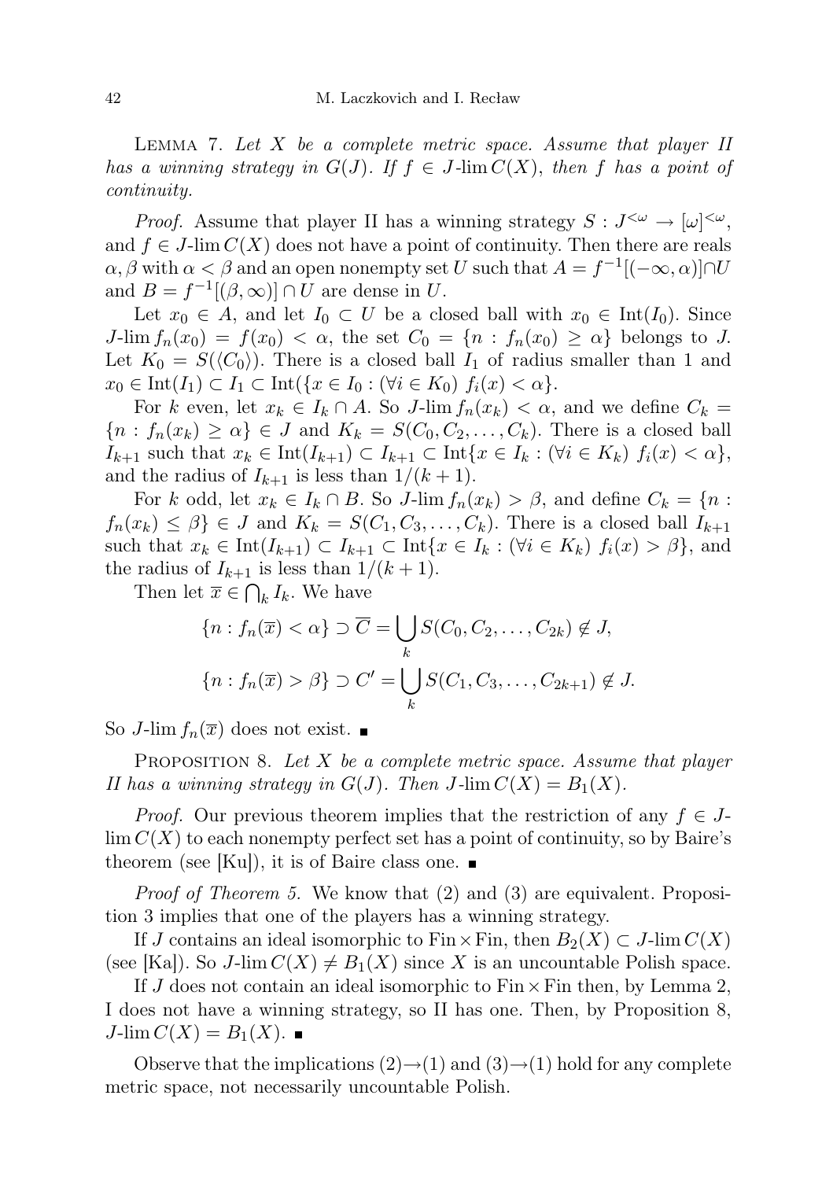Lemma 7. *Let $X$ be a complete metric space. Assume that player II has a winning strategy in $G(J)$. If $f \in J\text{-}\lim C(X)$, then $f$ has a point of continuity.*

*Proof.* Assume that player II has a winning strategy $S : J^{<\omega} \to [\omega]^{<\omega}$, and $f \in J\text{-}\lim C(X)$ does not have a point of continuity. Then there are reals $\alpha, \beta$ with $\alpha < \beta$ and an open nonempty set $U$ such that $A = f^{-1}[(-\infty, \alpha)] \cap U$ and $B = f^{-1}[(\beta, \infty)] \cap U$ are dense in $U$.

Let $x_0 \in A$, and let $I_0 \subset U$ be a closed ball with $x_0 \in \operatorname{Int}(I_0)$. Since $J\text{-}\lim f_n(x_0) = f(x_0) < \alpha$, the set $C_0 = \{n : f_n(x_0) \geq \alpha\}$ belongs to $J$. Let $K_0 = S(\langle C_0 \rangle)$. There is a closed ball $I_1$ of radius smaller than 1 and $x_0 \in \operatorname{Int}(I_1) \subset I_1 \subset \operatorname{Int}(\{x \in I_0 : (\forall i \in K_0)\ f_i(x) < \alpha\}$.

For $k$ even, let $x_k \in I_k \cap A$. So $J\text{-}\lim f_n(x_k) < \alpha$, and we define $C_k = \{n : f_n(x_k) \geq \alpha\} \in J$ and $K_k = S(C_0, C_2, \ldots, C_k)$. There is a closed ball $I_{k+1}$ such that $x_k \in \operatorname{Int}(I_{k+1}) \subset I_{k+1} \subset \operatorname{Int}\{x \in I_k : (\forall i \in K_k)\ f_i(x) < \alpha\}$, and the radius of $I_{k+1}$ is less than $1/(k+1)$.

For $k$ odd, let $x_k \in I_k \cap B$. So $J\text{-}\lim f_n(x_k) > \beta$, and define $C_k = \{n : f_n(x_k) \leq \beta\} \in J$ and $K_k = S(C_1, C_3, \ldots, C_k)$. There is a closed ball $I_{k+1}$ such that $x_k \in \operatorname{Int}(I_{k+1}) \subset I_{k+1} \subset \operatorname{Int}\{x \in I_k : (\forall i \in K_k)\ f_i(x) > \beta\}$, and the radius of $I_{k+1}$ is less than $1/(k+1)$.

Then let $\overline{x} \in \bigcap_k I_k$. We have

$$\{n : f_n(\overline{x}) < \alpha\} \supset \overline{C} = \bigcup_k S(C_0, C_2, \ldots, C_{2k}) \notin J,$$

$$\{n : f_n(\overline{x}) > \beta\} \supset C' = \bigcup_k S(C_1, C_3, \ldots, C_{2k+1}) \notin J.$$

So $J\text{-}\lim f_n(\overline{x})$ does not exist. ■

Proposition 8. *Let $X$ be a complete metric space. Assume that player II has a winning strategy in $G(J)$. Then $J\text{-}\lim C(X) = B_1(X)$.*

*Proof.* Our previous theorem implies that the restriction of any $f \in J\text{-}\lim C(X)$ to each nonempty perfect set has a point of continuity, so by Baire's theorem (see [Ku]), it is of Baire class one. ■

*Proof of Theorem 5.* We know that (2) and (3) are equivalent. Proposition 3 implies that one of the players has a winning strategy.

If $J$ contains an ideal isomorphic to $\mathrm{Fin} \times \mathrm{Fin}$, then $B_2(X) \subset J\text{-}\lim C(X)$ (see [Ka]). So $J\text{-}\lim C(X) \neq B_1(X)$ since $X$ is an uncountable Polish space.

If $J$ does not contain an ideal isomorphic to $\mathrm{Fin} \times \mathrm{Fin}$ then, by Lemma 2, I does not have a winning strategy, so II has one. Then, by Proposition 8, $J\text{-}\lim C(X) = B_1(X)$. ■

Observe that the implications $(2) \to (1)$ and $(3) \to (1)$ hold for any complete metric space, not necessarily uncountable Polish.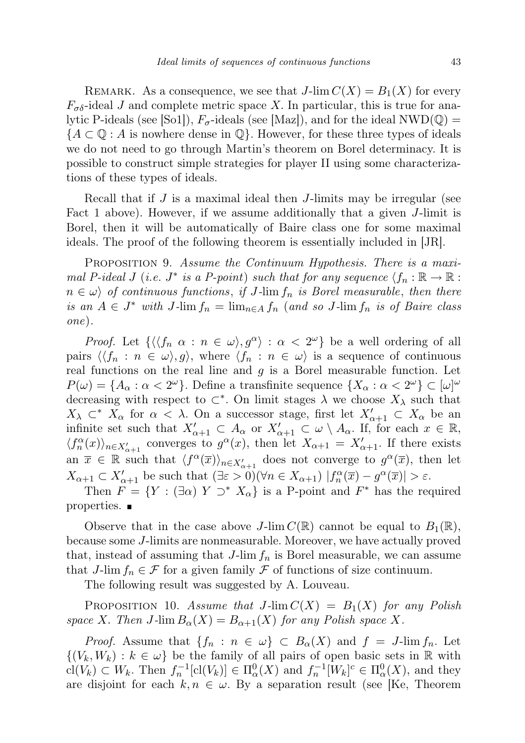REMARK. As a consequence, we see that $J\text{-}\lim C(X) = B_1(X)$ for every $F_{\sigma\delta}$-ideal $J$ and complete metric space $X$. In particular, this is true for analytic P-ideals (see [So1]), $F_\sigma$-ideals (see [Maz]), and for the ideal $\mathrm{NWD}(\mathbb{Q}) = \{A \subset \mathbb{Q} : A \text{ is nowhere dense in } \mathbb{Q}\}$. However, for these three types of ideals we do not need to go through Martin's theorem on Borel determinacy. It is possible to construct simple strategies for player II using some characterizations of these types of ideals.

Recall that if $J$ is a maximal ideal then $J$-limits may be irregular (see Fact 1 above). However, if we assume additionally that a given $J$-limit is Borel, then it will be automatically of Baire class one for some maximal ideals. The proof of the following theorem is essentially included in [JR].

PROPOSITION 9. *Assume the Continuum Hypothesis. There is a maximal P-ideal $J$ (i.e. $J^*$ is a P-point) such that for any sequence $\langle f_n : \mathbb{R} \to \mathbb{R} : n \in \omega\rangle$ of continuous functions, if $J\text{-}\lim f_n$ is Borel measurable, then there is an $A \in J^*$ with $J\text{-}\lim f_n = \lim_{n\in A} f_n$ (and so $J\text{-}\lim f_n$ is of Baire class one).*

*Proof.* Let $\{\langle\langle f_n\ \alpha : n \in \omega\rangle, g^\alpha\rangle : \alpha < 2^\omega\}$ be a well ordering of all pairs $\langle\langle f_n : n \in \omega\rangle, g\rangle$, where $\langle f_n : n \in \omega\rangle$ is a sequence of continuous real functions on the real line and $g$ is a Borel measurable function. Let $P(\omega) = \{A_\alpha : \alpha < 2^\omega\}$. Define a transfinite sequence $\{X_\alpha : \alpha < 2^\omega\} \subset [\omega]^\omega$ decreasing with respect to $\subset^*$. On limit stages $\lambda$ we choose $X_\lambda$ such that $X_\lambda \subset^* X_\alpha$ for $\alpha < \lambda$. On a successor stage, first let $X'_{\alpha+1} \subset X_\alpha$ be an infinite set such that $X'_{\alpha+1} \subset A_\alpha$ or $X'_{\alpha+1} \subset \omega \setminus A_\alpha$. If, for each $x \in \mathbb{R}$, $\langle f_n^\alpha(x)\rangle_{n\in X'_{\alpha+1}}$ converges to $g^\alpha(x)$, then let $X_{\alpha+1} = X'_{\alpha+1}$. If there exists an $\overline{x} \in \mathbb{R}$ such that $\langle f^\alpha(\overline{x})\rangle_{n\in X'_{\alpha+1}}$ does not converge to $g^\alpha(\overline{x})$, then let $X_{\alpha+1} \subset X'_{\alpha+1}$ be such that $(\exists\varepsilon > 0)(\forall n \in X_{\alpha+1})\ |f_n^\alpha(\overline{x}) - g^\alpha(\overline{x})| > \varepsilon$.

Then $F = \{Y : (\exists\alpha)\ Y \supset^* X_\alpha\}$ is a P-point and $F^*$ has the required properties. ■

Observe that in the case above $J\text{-}\lim C(\mathbb{R})$ cannot be equal to $B_1(\mathbb{R})$, because some $J$-limits are nonmeasurable. Moreover, we have actually proved that, instead of assuming that $J\text{-}\lim f_n$ is Borel measurable, we can assume that $J\text{-}\lim f_n \in \mathcal{F}$ for a given family $\mathcal{F}$ of functions of size continuum.

The following result was suggested by A. Louveau.

PROPOSITION 10. *Assume that $J\text{-}\lim C(X) = B_1(X)$ for any Polish space $X$. Then $J\text{-}\lim B_\alpha(X) = B_{\alpha+1}(X)$ for any Polish space $X$.*

*Proof.* Assume that $\{f_n : n \in \omega\} \subset B_\alpha(X)$ and $f = J\text{-}\lim f_n$. Let $\{(V_k, W_k) : k \in \omega\}$ be the family of all pairs of open basic sets in $\mathbb{R}$ with $\mathrm{cl}(V_k) \subset W_k$. Then $f_n^{-1}[\mathrm{cl}(V_k)] \in \Pi^0_\alpha(X)$ and $f_n^{-1}[W_k]^c \in \Pi^0_\alpha(X)$, and they are disjoint for each $k, n \in \omega$. By a separation result (see [Ke, Theorem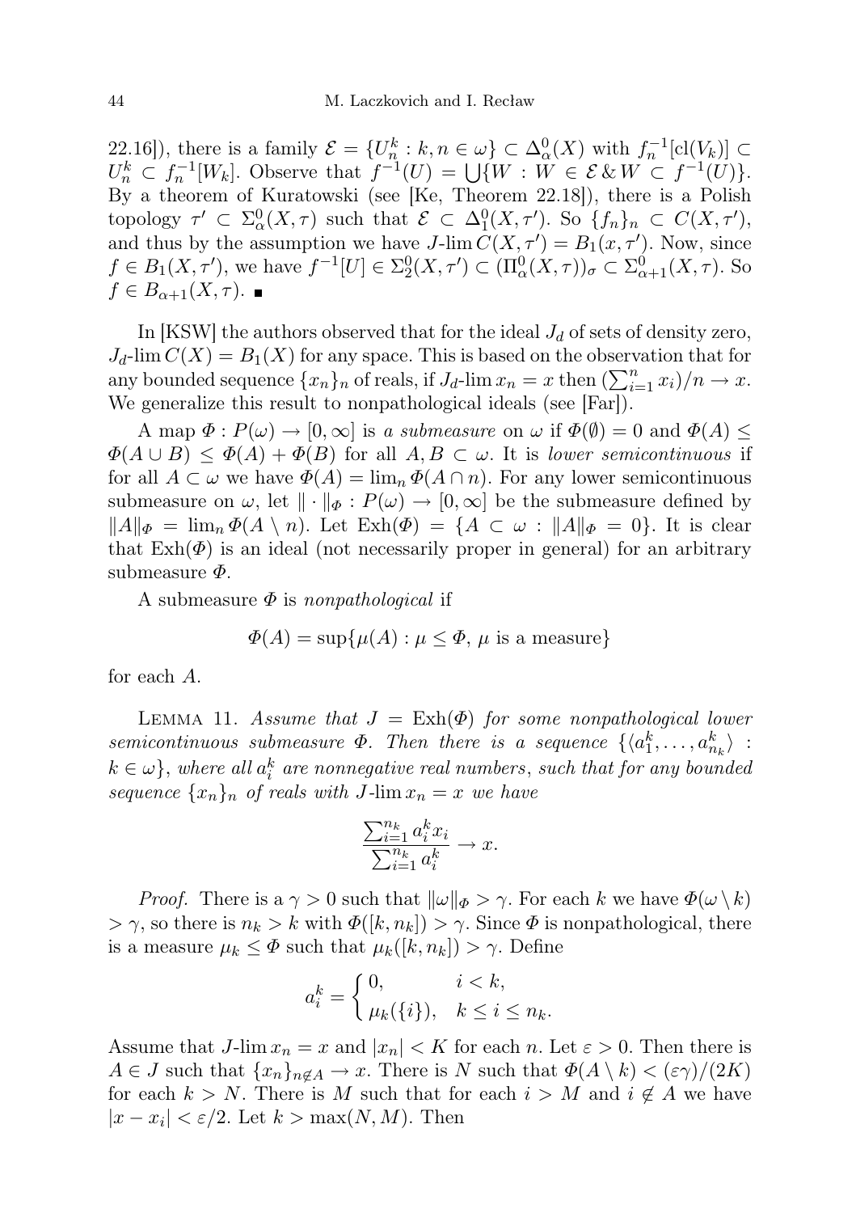22.16]), there is a family $\mathcal{E} = \{U_n^k : k, n \in \omega\} \subset \Delta_\alpha^0(X)$ with $f_n^{-1}[\mathrm{cl}(V_k)] \subset U_n^k \subset f_n^{-1}[W_k]$. Observe that $f^{-1}(U) = \bigcup\{W : W \in \mathcal{E} \,\&\, W \subset f^{-1}(U)\}$. By a theorem of Kuratowski (see [Ke, Theorem 22.18]), there is a Polish topology $\tau' \subset \Sigma_\alpha^0(X, \tau)$ such that $\mathcal{E} \subset \Delta_1^0(X, \tau')$. So $\{f_n\}_n \subset C(X, \tau')$, and thus by the assumption we have $J$-$\lim C(X, \tau') = B_1(x, \tau')$. Now, since $f \in B_1(X, \tau')$, we have $f^{-1}[U] \in \Sigma_2^0(X, \tau') \subset (\Pi_\alpha^0(X, \tau))_\sigma \subset \Sigma_{\alpha+1}^0(X, \tau)$. So $f \in B_{\alpha+1}(X, \tau)$. ∎

In [KSW] the authors observed that for the ideal $J_d$ of sets of density zero, $J_d$-$\lim C(X) = B_1(X)$ for any space. This is based on the observation that for any bounded sequence $\{x_n\}_n$ of reals, if $J_d$-$\lim x_n = x$ then $(\sum_{i=1}^n x_i)/n \to x$. We generalize this result to nonpathological ideals (see [Far]).

A map $\Phi : P(\omega) \to [0, \infty]$ is *a submeasure* on $\omega$ if $\Phi(\emptyset) = 0$ and $\Phi(A) \leq \Phi(A \cup B) \leq \Phi(A) + \Phi(B)$ for all $A, B \subset \omega$. It is *lower semicontinuous* if for all $A \subset \omega$ we have $\Phi(A) = \lim_n \Phi(A \cap n)$. For any lower semicontinuous submeasure on $\omega$, let $\|\cdot\|_\Phi : P(\omega) \to [0, \infty]$ be the submeasure defined by $\|A\|_\Phi = \lim_n \Phi(A \setminus n)$. Let $\mathrm{Exh}(\Phi) = \{A \subset \omega : \|A\|_\Phi = 0\}$. It is clear that $\mathrm{Exh}(\Phi)$ is an ideal (not necessarily proper in general) for an arbitrary submeasure $\Phi$.

A submeasure $\Phi$ is *nonpathological* if

$$\Phi(A) = \sup\{\mu(A) : \mu \leq \Phi,\ \mu \text{ is a measure}\}$$

for each $A$.

Lemma 11. *Assume that $J = \mathrm{Exh}(\Phi)$ for some nonpathological lower semicontinuous submeasure $\Phi$. Then there is a sequence $\{\langle a_1^k, \ldots, a_{n_k}^k\rangle : k \in \omega\}$, where all $a_i^k$ are nonnegative real numbers, such that for any bounded sequence $\{x_n\}_n$ of reals with $J$-$\lim x_n = x$ we have*

$$\frac{\sum_{i=1}^{n_k} a_i^k x_i}{\sum_{i=1}^{n_k} a_i^k} \to x.$$

*Proof.* There is a $\gamma > 0$ such that $\|\omega\|_\Phi > \gamma$. For each $k$ we have $\Phi(\omega \setminus k) > \gamma$, so there is $n_k > k$ with $\Phi([k, n_k]) > \gamma$. Since $\Phi$ is nonpathological, there is a measure $\mu_k \leq \Phi$ such that $\mu_k([k, n_k]) > \gamma$. Define

$$a_i^k = \begin{cases} 0, & i < k, \\ \mu_k(\{i\}), & k \leq i \leq n_k. \end{cases}$$

Assume that $J$-$\lim x_n = x$ and $|x_n| < K$ for each $n$. Let $\varepsilon > 0$. Then there is $A \in J$ such that $\{x_n\}_{n \notin A} \to x$. There is $N$ such that $\Phi(A \setminus k) < (\varepsilon\gamma)/(2K)$ for each $k > N$. There is $M$ such that for each $i > M$ and $i \notin A$ we have $|x - x_i| < \varepsilon/2$. Let $k > \max(N, M)$. Then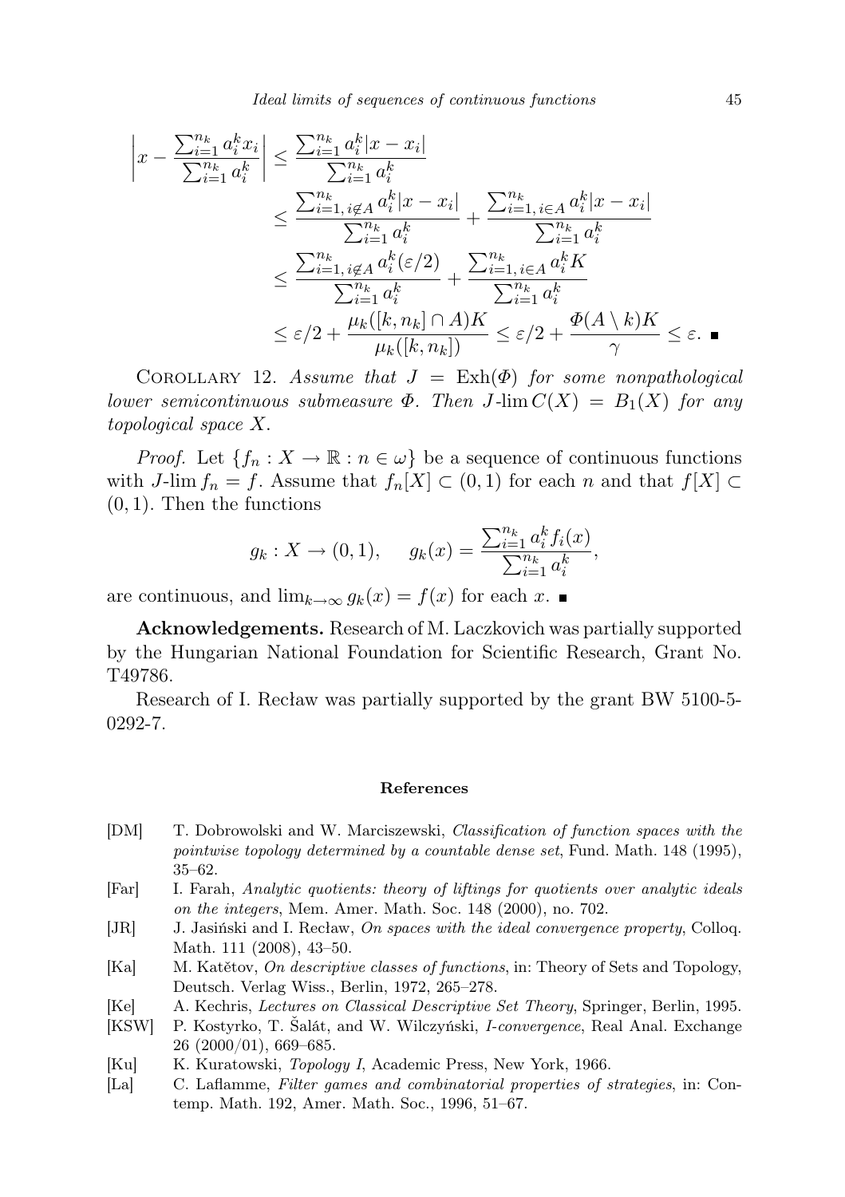$$
\begin{aligned}
\left| x - \frac{\sum_{i=1}^{n_k} a_i^k x_i}{\sum_{i=1}^{n_k} a_i^k} \right| &\le \frac{\sum_{i=1}^{n_k} a_i^k |x - x_i|}{\sum_{i=1}^{n_k} a_i^k} \\
&\le \frac{\sum_{i=1,\, i\notin A}^{n_k} a_i^k |x - x_i|}{\sum_{i=1}^{n_k} a_i^k} + \frac{\sum_{i=1,\, i\in A}^{n_k} a_i^k |x - x_i|}{\sum_{i=1}^{n_k} a_i^k} \\
&\le \frac{\sum_{i=1,\, i\notin A}^{n_k} a_i^k (\varepsilon/2)}{\sum_{i=1}^{n_k} a_i^k} + \frac{\sum_{i=1,\, i\in A}^{n_k} a_i^k K}{\sum_{i=1}^{n_k} a_i^k} \\
&\le \varepsilon/2 + \frac{\mu_k([k,n_k]\cap A)K}{\mu_k([k,n_k])} \le \varepsilon/2 + \frac{\Phi(A\setminus k)K}{\gamma} \le \varepsilon. \ \blacksquare
\end{aligned}
$$

Corollary 12. *Assume that $J = \mathrm{Exh}(\Phi)$ for some nonpathological lower semicontinuous submeasure $\Phi$. Then $J\text{-}\lim C(X) = B_1(X)$ for any topological space $X$.*

*Proof.* Let $\{f_n : X \to \mathbb{R} : n \in \omega\}$ be a sequence of continuous functions with $J\text{-}\lim f_n = f$. Assume that $f_n[X] \subset (0,1)$ for each $n$ and that $f[X] \subset (0,1)$. Then the functions

$$
g_k : X \to (0,1), \qquad g_k(x) = \frac{\sum_{i=1}^{n_k} a_i^k f_i(x)}{\sum_{i=1}^{n_k} a_i^k},
$$

are continuous, and $\lim_{k\to\infty} g_k(x) = f(x)$ for each $x$. $\blacksquare$

**Acknowledgements.** Research of M. Laczkovich was partially supported by the Hungarian National Foundation for Scientific Research, Grant No. T49786.

Research of I. Recław was partially supported by the grant BW 5100-5-0292-7.

### References

[DM] T. Dobrowolski and W. Marciszewski, *Classification of function spaces with the pointwise topology determined by a countable dense set*, Fund. Math. 148 (1995), 35–62.

[Far] I. Farah, *Analytic quotients: theory of liftings for quotients over analytic ideals on the integers*, Mem. Amer. Math. Soc. 148 (2000), no. 702.

[JR] J. Jasiński and I. Recław, *On spaces with the ideal convergence property*, Colloq. Math. 111 (2008), 43–50.

[Ka] M. Katětov, *On descriptive classes of functions*, in: Theory of Sets and Topology, Deutsch. Verlag Wiss., Berlin, 1972, 265–278.

[Ke] A. Kechris, *Lectures on Classical Descriptive Set Theory*, Springer, Berlin, 1995.

[KSW] P. Kostyrko, T. Šalát, and W. Wilczyński, *I-convergence*, Real Anal. Exchange 26 (2000/01), 669–685.

[Ku] K. Kuratowski, *Topology I*, Academic Press, New York, 1966.

[La] C. Laflamme, *Filter games and combinatorial properties of strategies*, in: Contemp. Math. 192, Amer. Math. Soc., 1996, 51–67.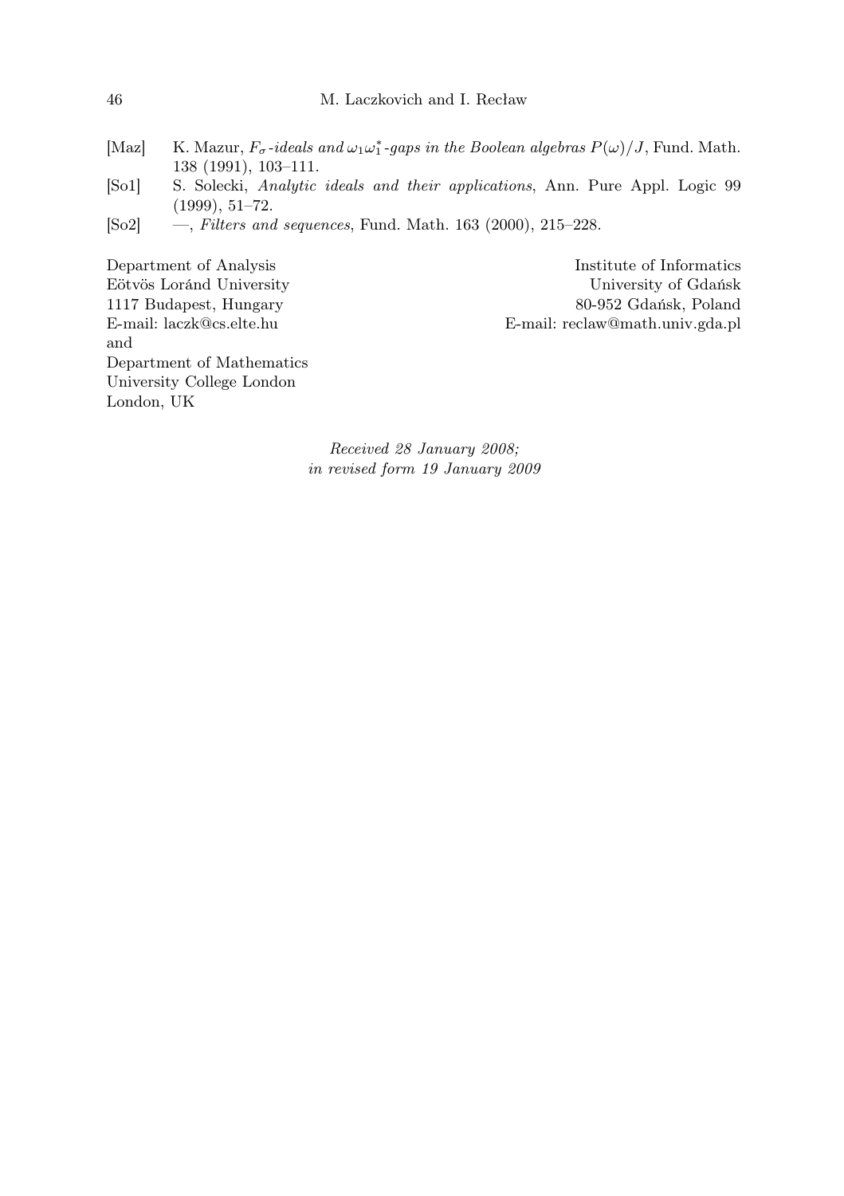[Maz] K. Mazur, *$F_\sigma$-ideals and $\omega_1\omega_1^*$-gaps in the Boolean algebras $P(\omega)/J$*, Fund. Math. 138 (1991), 103–111.

[So1] S. Solecki, *Analytic ideals and their applications*, Ann. Pure Appl. Logic 99 (1999), 51–72.

[So2] —, *Filters and sequences*, Fund. Math. 163 (2000), 215–228.

Department of Analysis
Eötvös Loránd University
1117 Budapest, Hungary
E-mail: laczk@cs.elte.hu
and
Department of Mathematics
University College London
London, UK

Institute of Informatics
University of Gdańsk
80-952 Gdańsk, Poland
E-mail: reclaw@math.univ.gda.pl

*Received 28 January 2008;*
*in revised form 19 January 2009*